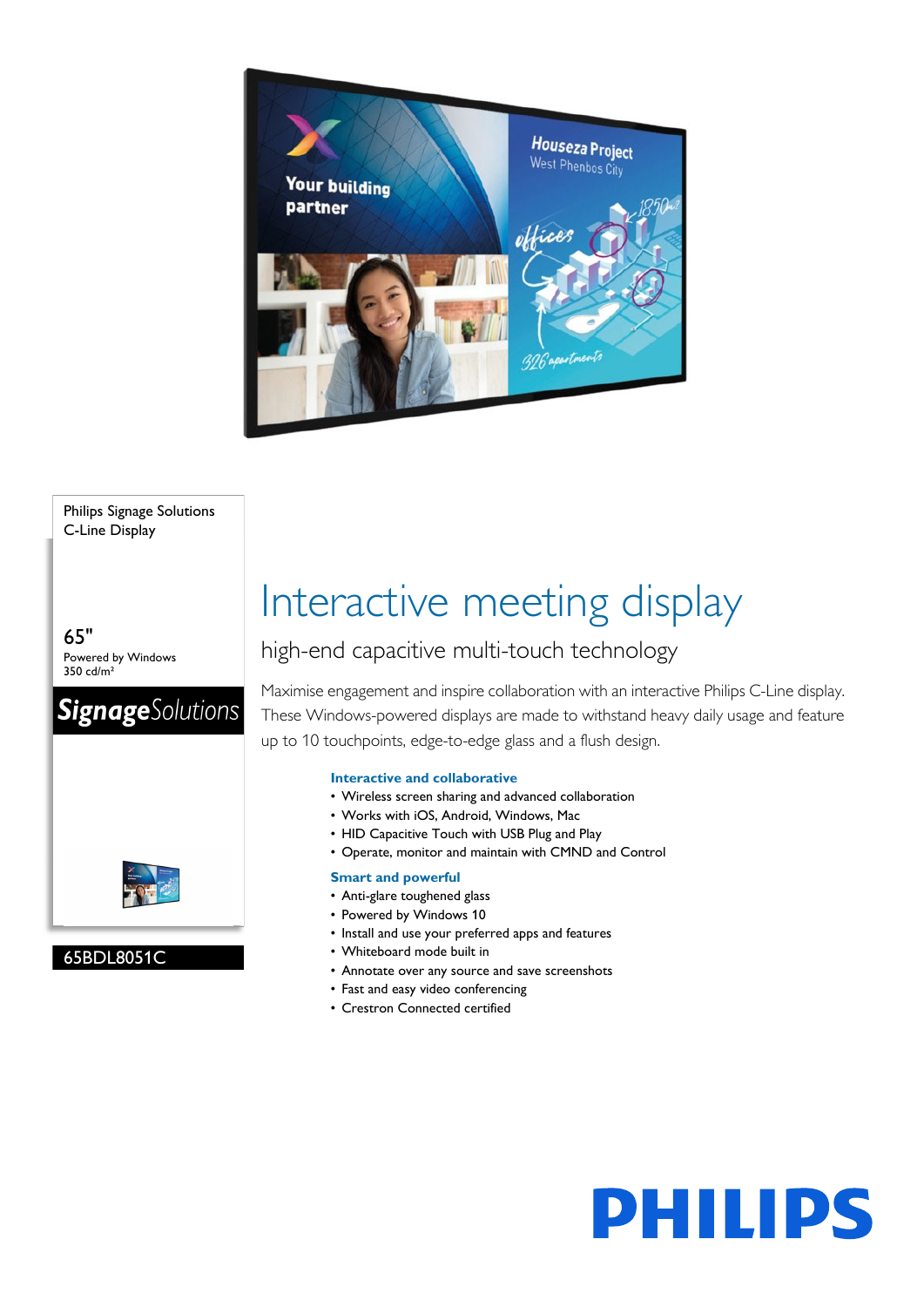Philips Signage Solutions
C-Line Display

65"
Powered by Windows
350 cd/m²

**SignageSolutions**

65BDL8051C

# Interactive meeting display

## high-end capacitive multi-touch technology

Maximise engagement and inspire collaboration with an interactive Philips C-Line display. These Windows-powered displays are made to withstand heavy daily usage and feature up to 10 touchpoints, edge-to-edge glass and a flush design.

### Interactive and collaborative

- Wireless screen sharing and advanced collaboration
- Works with iOS, Android, Windows, Mac
- HID Capacitive Touch with USB Plug and Play
- Operate, monitor and maintain with CMND and Control

### Smart and powerful

- Anti-glare toughened glass
- Powered by Windows 10
- Install and use your preferred apps and features
- Whiteboard mode built in
- Annotate over any source and save screenshots
- Fast and easy video conferencing
- Crestron Connected certified

PHILIPS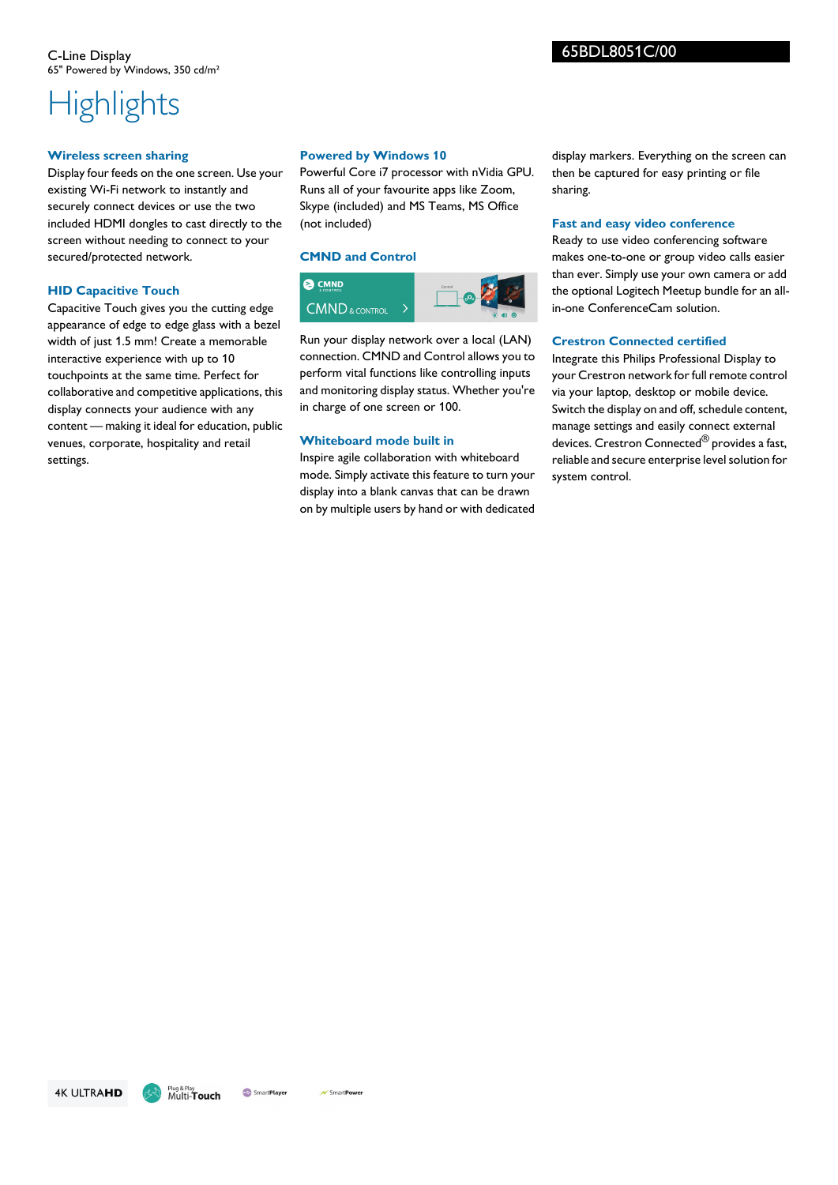# Highlights

### Wireless screen sharing

Display four feeds on the one screen. Use your existing Wi-Fi network to instantly and securely connect devices or use the two included HDMI dongles to cast directly to the screen without needing to connect to your secured/protected network.

### HID Capacitive Touch

Capacitive Touch gives you the cutting edge appearance of edge to edge glass with a bezel width of just 1.5 mm! Create a memorable interactive experience with up to 10 touchpoints at the same time. Perfect for collaborative and competitive applications, this display connects your audience with any content — making it ideal for education, public venues, corporate, hospitality and retail settings.

### Powered by Windows 10

Powerful Core i7 processor with nVidia GPU. Runs all of your favourite apps like Zoom, Skype (included) and MS Teams, MS Office (not included)

### CMND and Control

Run your display network over a local (LAN) connection. CMND and Control allows you to perform vital functions like controlling inputs and monitoring display status. Whether you're in charge of one screen or 100.

### Whiteboard mode built in

Inspire agile collaboration with whiteboard mode. Simply activate this feature to turn your display into a blank canvas that can be drawn on by multiple users by hand or with dedicated display markers. Everything on the screen can then be captured for easy printing or file sharing.

### Fast and easy video conference

Ready to use video conferencing software makes one-to-one or group video calls easier than ever. Simply use your own camera or add the optional Logitech Meetup bundle for an all-in-one ConferenceCam solution.

### Crestron Connected certified

Integrate this Philips Professional Display to your Crestron network for full remote control via your laptop, desktop or mobile device. Switch the display on and off, schedule content, manage settings and easily connect external devices. Crestron Connected® provides a fast, reliable and secure enterprise level solution for system control.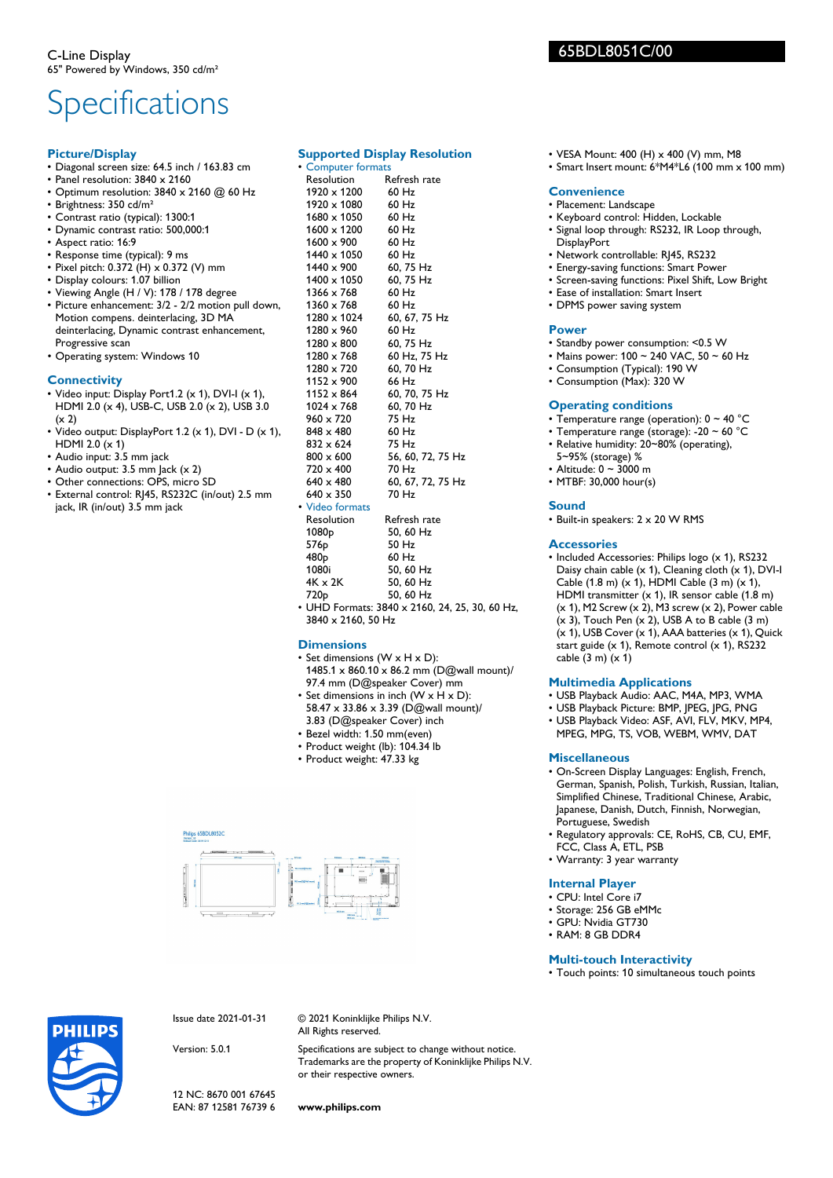C-Line Display
65" Powered by Windows, 350 cd/m²

65BDL8051C/00

# Specifications

## Picture/Display
- Diagonal screen size: 64.5 inch / 163.83 cm
- Panel resolution: 3840 x 2160
- Optimum resolution: 3840 x 2160 @ 60 Hz
- Brightness: 350 cd/m²
- Contrast ratio (typical): 1300:1
- Dynamic contrast ratio: 500,000:1
- Aspect ratio: 16:9
- Response time (typical): 9 ms
- Pixel pitch: 0.372 (H) x 0.372 (V) mm
- Display colours: 1.07 billion
- Viewing Angle (H / V): 178 / 178 degree
- Picture enhancement: 3/2 - 2/2 motion pull down, Motion compens. deinterlacing, 3D MA deinterlacing, Dynamic contrast enhancement, Progressive scan
- Operating system: Windows 10

## Connectivity
- Video input: Display Port1.2 (x 1), DVI-I (x 1), HDMI 2.0 (x 4), USB-C, USB 2.0 (x 2), USB 3.0 (x 2)
- Video output: DisplayPort 1.2 (x 1), DVI - D (x 1), HDMI 2.0 (x 1)
- Audio input: 3.5 mm jack
- Audio output: 3.5 mm Jack (x 2)
- Other connections: OPS, micro SD
- External control: RJ45, RS232C (in/out) 2.5 mm jack, IR (in/out) 3.5 mm jack

## Supported Display Resolution
- Computer formats

| Resolution | Refresh rate |
|---|---|
| 1920 x 1200 | 60 Hz |
| 1920 x 1080 | 60 Hz |
| 1680 x 1050 | 60 Hz |
| 1600 x 1200 | 60 Hz |
| 1600 x 900 | 60 Hz |
| 1440 x 1050 | 60 Hz |
| 1440 x 900 | 60, 75 Hz |
| 1400 x 1050 | 60, 75 Hz |
| 1366 x 768 | 60 Hz |
| 1360 x 768 | 60 Hz |
| 1280 x 1024 | 60, 67, 75 Hz |
| 1280 x 960 | 60 Hz |
| 1280 x 800 | 60, 75 Hz |
| 1280 x 768 | 60 Hz, 75 Hz |
| 1280 x 720 | 60, 70 Hz |
| 1152 x 900 | 66 Hz |
| 1152 x 864 | 60, 70, 75 Hz |
| 1024 x 768 | 60, 70 Hz |
| 960 x 720 | 75 Hz |
| 848 x 480 | 60 Hz |
| 832 x 624 | 75 Hz |
| 800 x 600 | 56, 60, 72, 75 Hz |
| 720 x 400 | 70 Hz |
| 640 x 480 | 60, 67, 72, 75 Hz |
| 640 x 350 | 70 Hz |

- Video formats

| Resolution | Refresh rate |
|---|---|
| 1080p | 50, 60 Hz |
| 576p | 50 Hz |
| 480p | 60 Hz |
| 1080i | 50, 60 Hz |
| 4K x 2K | 50, 60 Hz |
| 720p | 50, 60 Hz |

- UHD Formats: 3840 x 2160, 24, 25, 30, 60 Hz, 3840 x 2160, 50 Hz

## Dimensions
- Set dimensions (W x H x D): 1485.1 x 860.10 x 86.2 mm (D@wall mount)/ 97.4 mm (D@speaker Cover) mm
- Set dimensions in inch (W x H x D): 58.47 x 33.86 x 3.39 (D@wall mount)/ 3.83 (D@speaker Cover) inch
- Bezel width: 1.50 mm(even)
- Product weight (lb): 104.34 lb
- Product weight: 47.33 kg
- VESA Mount: 400 (H) x 400 (V) mm, M8
- Smart Insert mount: 6*M4*L6 (100 mm x 100 mm)

## Convenience
- Placement: Landscape
- Keyboard control: Hidden, Lockable
- Signal loop through: RS232, IR Loop through, DisplayPort
- Network controllable: RJ45, RS232
- Energy-saving functions: Smart Power
- Screen-saving functions: Pixel Shift, Low Bright
- Ease of installation: Smart Insert
- DPMS power saving system

## Power
- Standby power consumption: <0.5 W
- Mains power: 100 ~ 240 VAC, 50 ~ 60 Hz
- Consumption (Typical): 190 W
- Consumption (Max): 320 W

## Operating conditions
- Temperature range (operation): 0 ~ 40 °C
- Temperature range (storage): -20 ~ 60 °C
- Relative humidity: 20~80% (operating), 5~95% (storage) %
- Altitude: 0 ~ 3000 m
- MTBF: 30,000 hour(s)

## Sound
- Built-in speakers: 2 x 20 W RMS

## Accessories
- Included Accessories: Philips logo (x 1), RS232 Daisy chain cable (x 1), Cleaning cloth (x 1), DVI-I Cable (1.8 m) (x 1), HDMI Cable (3 m) (x 1), HDMI transmitter (x 1), IR sensor cable (1.8 m) (x 1), M2 Screw (x 2), M3 screw (x 2), Power cable (x 3), Touch Pen (x 2), USB A to B cable (3 m) (x 1), USB Cover (x 1), AAA batteries (x 1), Quick start guide (x 1), Remote control (x 1), RS232 cable (3 m) (x 1)

## Multimedia Applications
- USB Playback Audio: AAC, M4A, MP3, WMA
- USB Playback Picture: BMP, JPEG, JPG, PNG
- USB Playback Video: ASF, AVI, FLV, MKV, MP4, MPEG, MPG, TS, VOB, WEBM, WMV, DAT

## Miscellaneous
- On-Screen Display Languages: English, French, German, Spanish, Polish, Turkish, Russian, Italian, Simplified Chinese, Traditional Chinese, Arabic, Japanese, Danish, Dutch, Finnish, Norwegian, Portuguese, Swedish
- Regulatory approvals: CE, RoHS, CB, CU, EMF, FCC, Class A, ETL, PSB
- Warranty: 3 year warranty

## Internal Player
- CPU: Intel Core i7
- Storage: 256 GB eMMc
- GPU: Nvidia GT730
- RAM: 8 GB DDR4

## Multi-touch Interactivity
- Touch points: 10 simultaneous touch points

Issue date 2021-01-31

Version: 5.0.1

12 NC: 8670 001 67645
EAN: 87 12581 76739 6

© 2021 Koninklijke Philips N.V.
All Rights reserved.

Specifications are subject to change without notice. Trademarks are the property of Koninklijke Philips N.V. or their respective owners.

www.philips.com